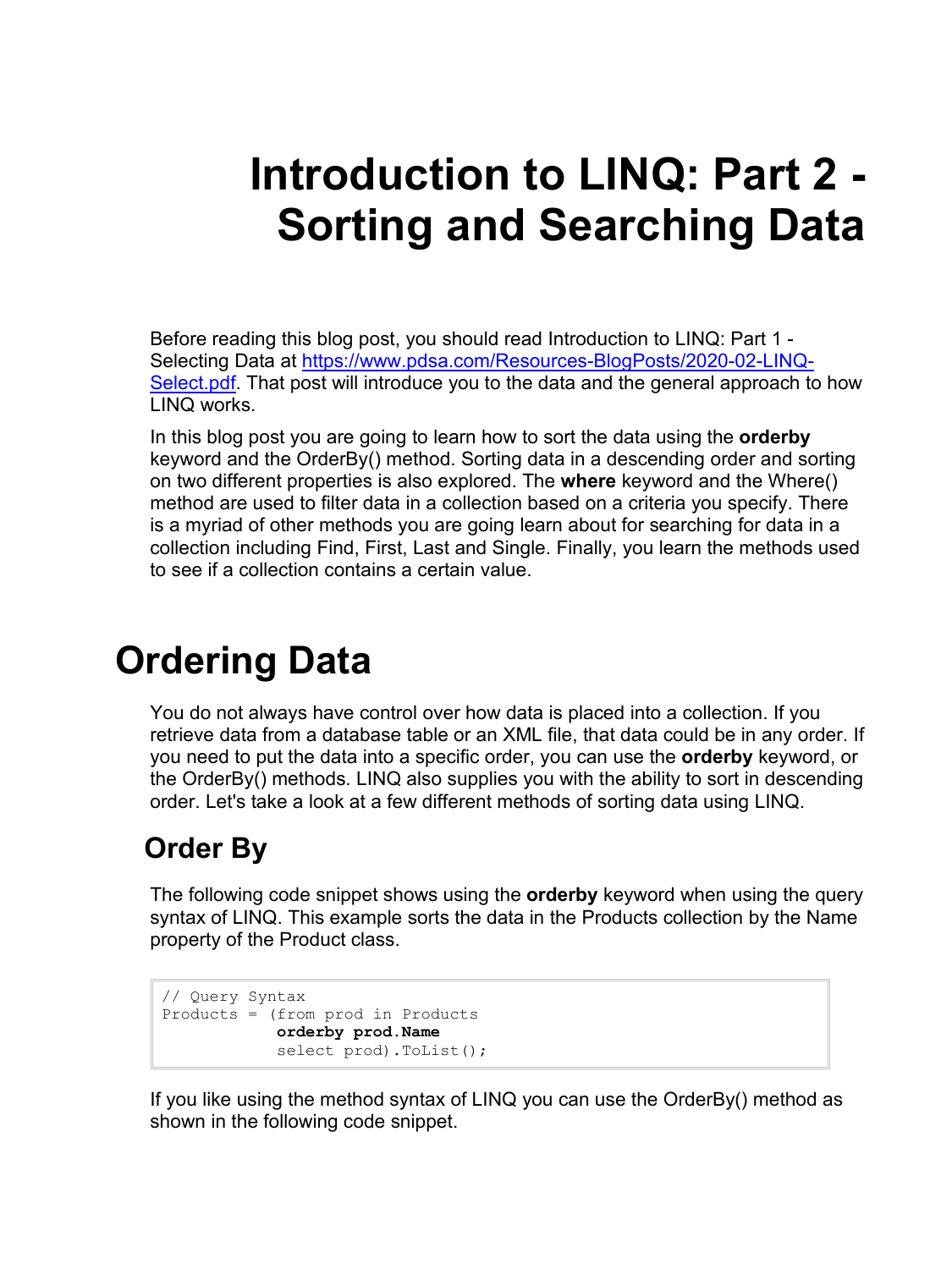# Introduction to LINQ: Part 2 - Sorting and Searching Data

Before reading this blog post, you should read Introduction to LINQ: Part 1 - Selecting Data at [https://www.pdsa.com/Resources-BlogPosts/2020-02-LINQ-Select.pdf](https://www.pdsa.com/Resources-BlogPosts/2020-02-LINQ-Select.pdf). That post will introduce you to the data and the general approach to how LINQ works.

In this blog post you are going to learn how to sort the data using the **orderby** keyword and the OrderBy() method. Sorting data in a descending order and sorting on two different properties is also explored. The **where** keyword and the Where() method are used to filter data in a collection based on a criteria you specify. There is a myriad of other methods you are going learn about for searching for data in a collection including Find, First, Last and Single. Finally, you learn the methods used to see if a collection contains a certain value.

# Ordering Data

You do not always have control over how data is placed into a collection. If you retrieve data from a database table or an XML file, that data could be in any order. If you need to put the data into a specific order, you can use the **orderby** keyword, or the OrderBy() methods. LINQ also supplies you with the ability to sort in descending order. Let's take a look at a few different methods of sorting data using LINQ.

## Order By

The following code snippet shows using the **orderby** keyword when using the query syntax of LINQ. This example sorts the data in the Products collection by the Name property of the Product class.

```
// Query Syntax
Products = (from prod in Products
            orderby prod.Name
            select prod).ToList();
```

If you like using the method syntax of LINQ you can use the OrderBy() method as shown in the following code snippet.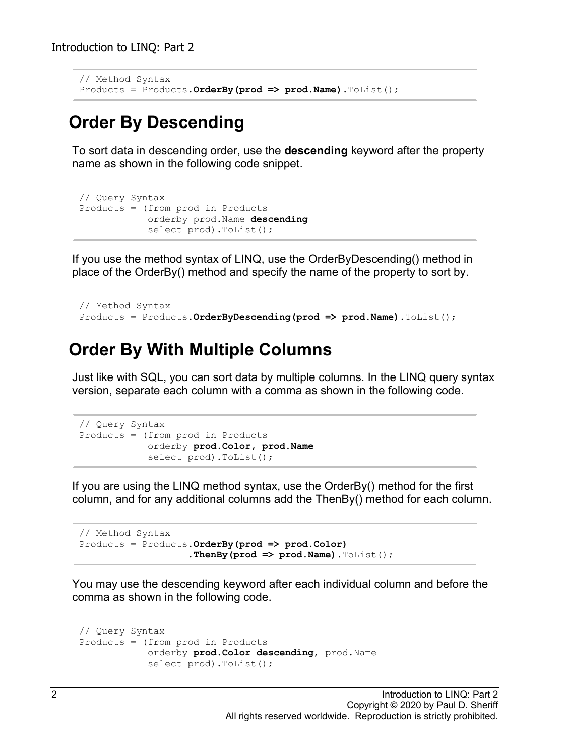```
// Method Syntax
Products = Products.OrderBy(prod => prod.Name).ToList();
```

## Order By Descending

To sort data in descending order, use the **descending** keyword after the property name as shown in the following code snippet.

```
// Query Syntax
Products = (from prod in Products
            orderby prod.Name descending
            select prod).ToList();
```

If you use the method syntax of LINQ, use the OrderByDescending() method in place of the OrderBy() method and specify the name of the property to sort by.

```
// Method Syntax
Products = Products.OrderByDescending(prod => prod.Name).ToList();
```

## Order By With Multiple Columns

Just like with SQL, you can sort data by multiple columns. In the LINQ query syntax version, separate each column with a comma as shown in the following code.

```
// Query Syntax
Products = (from prod in Products
            orderby prod.Color, prod.Name
            select prod).ToList();
```

If you are using the LINQ method syntax, use the OrderBy() method for the first column, and for any additional columns add the ThenBy() method for each column.

```
// Method Syntax
Products = Products.OrderBy(prod => prod.Color)
                   .ThenBy(prod => prod.Name).ToList();
```

You may use the descending keyword after each individual column and before the comma as shown in the following code.

```
// Query Syntax
Products = (from prod in Products
            orderby prod.Color descending, prod.Name
            select prod).ToList();
```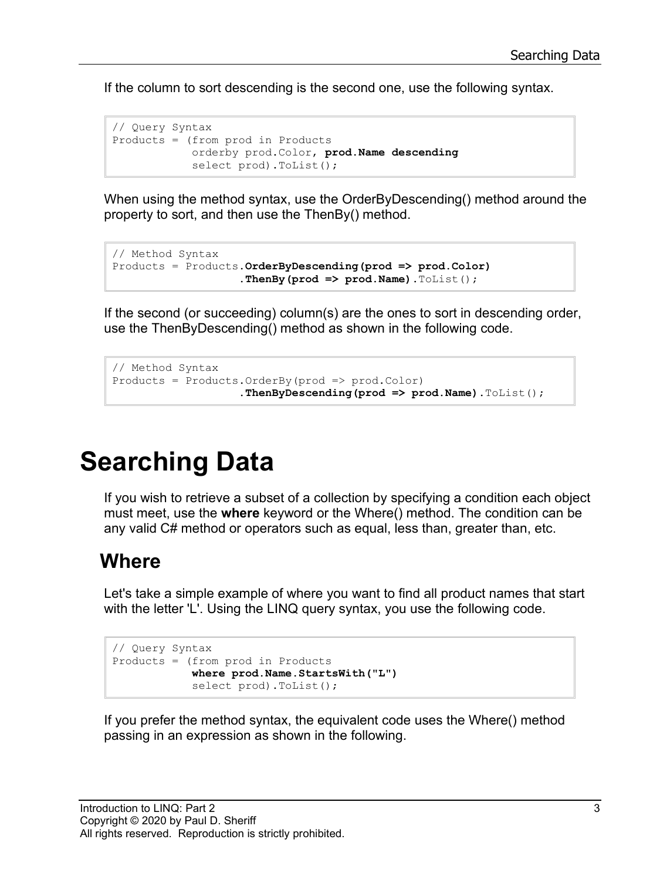If the column to sort descending is the second one, use the following syntax.

```
// Query Syntax
Products = (from prod in Products
            orderby prod.Color, prod.Name descending
            select prod).ToList();
```

When using the method syntax, use the OrderByDescending() method around the property to sort, and then use the ThenBy() method.

```
// Method Syntax
Products = Products.OrderByDescending(prod => prod.Color)
                   .ThenBy(prod => prod.Name).ToList();
```

If the second (or succeeding) column(s) are the ones to sort in descending order, use the ThenByDescending() method as shown in the following code.

```
// Method Syntax
Products = Products.OrderBy(prod => prod.Color)
                   .ThenByDescending(prod => prod.Name).ToList();
```

# Searching Data

If you wish to retrieve a subset of a collection by specifying a condition each object must meet, use the **where** keyword or the Where() method. The condition can be any valid C# method or operators such as equal, less than, greater than, etc.

## Where

Let's take a simple example of where you want to find all product names that start with the letter 'L'. Using the LINQ query syntax, you use the following code.

```
// Query Syntax
Products = (from prod in Products
            where prod.Name.StartsWith("L")
            select prod).ToList();
```

If you prefer the method syntax, the equivalent code uses the Where() method passing in an expression as shown in the following.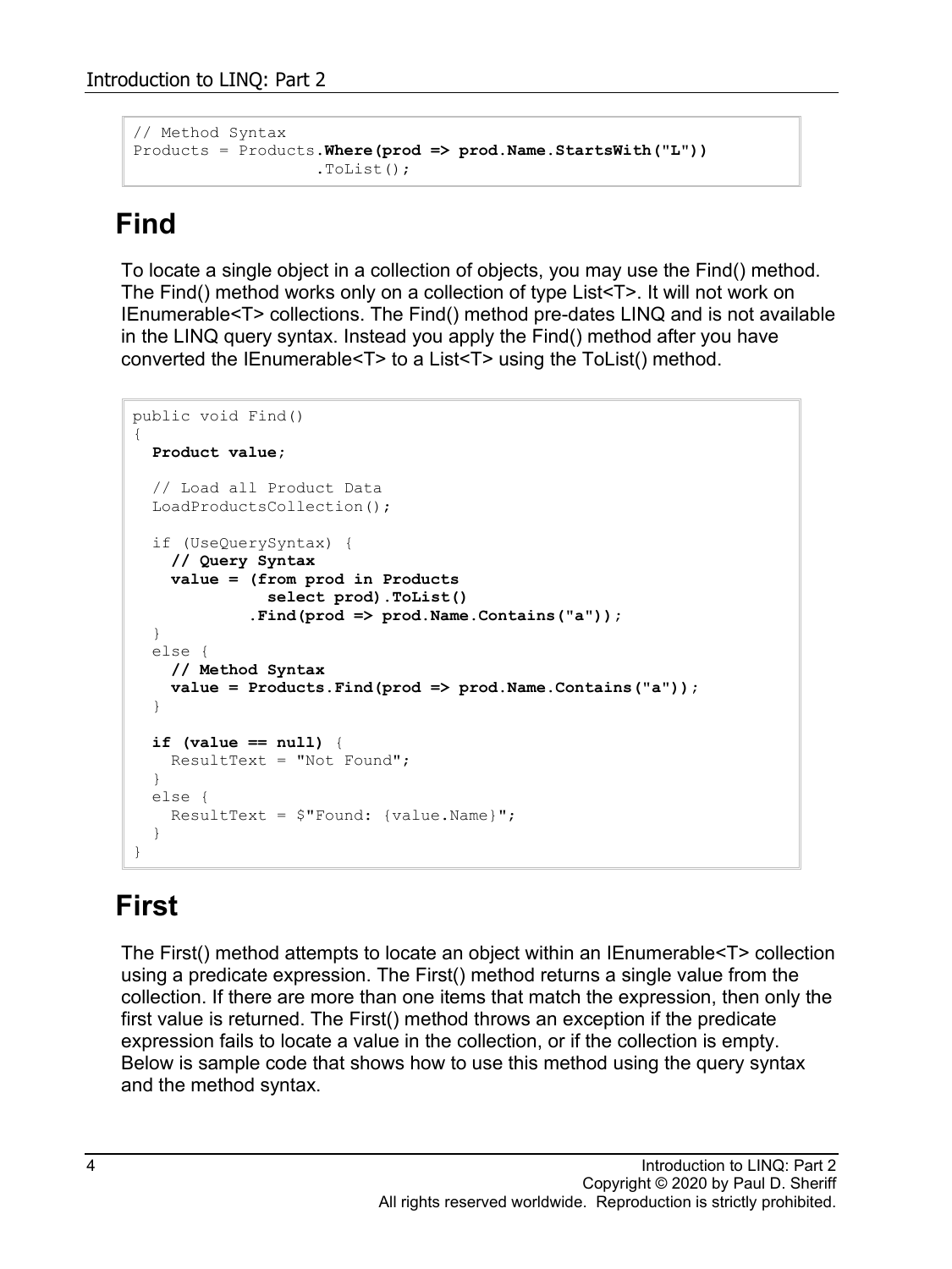```
// Method Syntax
Products = Products.Where(prod => prod.Name.StartsWith("L"))
                   .ToList();
```

## Find

To locate a single object in a collection of objects, you may use the Find() method. The Find() method works only on a collection of type List<T>. It will not work on IEnumerable<T> collections. The Find() method pre-dates LINQ and is not available in the LINQ query syntax. Instead you apply the Find() method after you have converted the IEnumerable<T> to a List<T> using the ToList() method.

```
public void Find()
{
  Product value;

  // Load all Product Data
  LoadProductsCollection();

  if (UseQuerySyntax) {
    // Query Syntax
    value = (from prod in Products
              select prod).ToList()
            .Find(prod => prod.Name.Contains("a"));
  }
  else {
    // Method Syntax
    value = Products.Find(prod => prod.Name.Contains("a"));
  }

  if (value == null) {
    ResultText = "Not Found";
  }
  else {
    ResultText = $"Found: {value.Name}";
  }
}
```

## First

The First() method attempts to locate an object within an IEnumerable<T> collection using a predicate expression. The First() method returns a single value from the collection. If there are more than one items that match the expression, then only the first value is returned. The First() method throws an exception if the predicate expression fails to locate a value in the collection, or if the collection is empty. Below is sample code that shows how to use this method using the query syntax and the method syntax.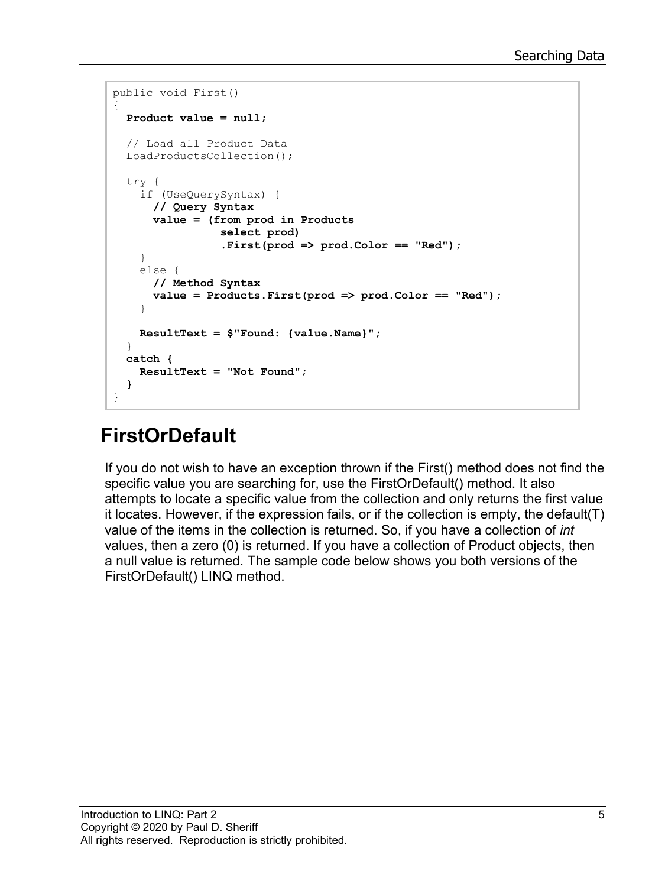```
public void First()
{
  Product value = null;

  // Load all Product Data
  LoadProductsCollection();

  try {
    if (UseQuerySyntax) {
      // Query Syntax
      value = (from prod in Products
               select prod)
               .First(prod => prod.Color == "Red");
    }
    else {
      // Method Syntax
      value = Products.First(prod => prod.Color == "Red");
    }

    ResultText = $"Found: {value.Name}";
  }
  catch {
    ResultText = "Not Found";
  }
}
```

## FirstOrDefault

If you do not wish to have an exception thrown if the First() method does not find the specific value you are searching for, use the FirstOrDefault() method. It also attempts to locate a specific value from the collection and only returns the first value it locates. However, if the expression fails, or if the collection is empty, the default(T) value of the items in the collection is returned. So, if you have a collection of *int* values, then a zero (0) is returned. If you have a collection of Product objects, then a null value is returned. The sample code below shows you both versions of the FirstOrDefault() LINQ method.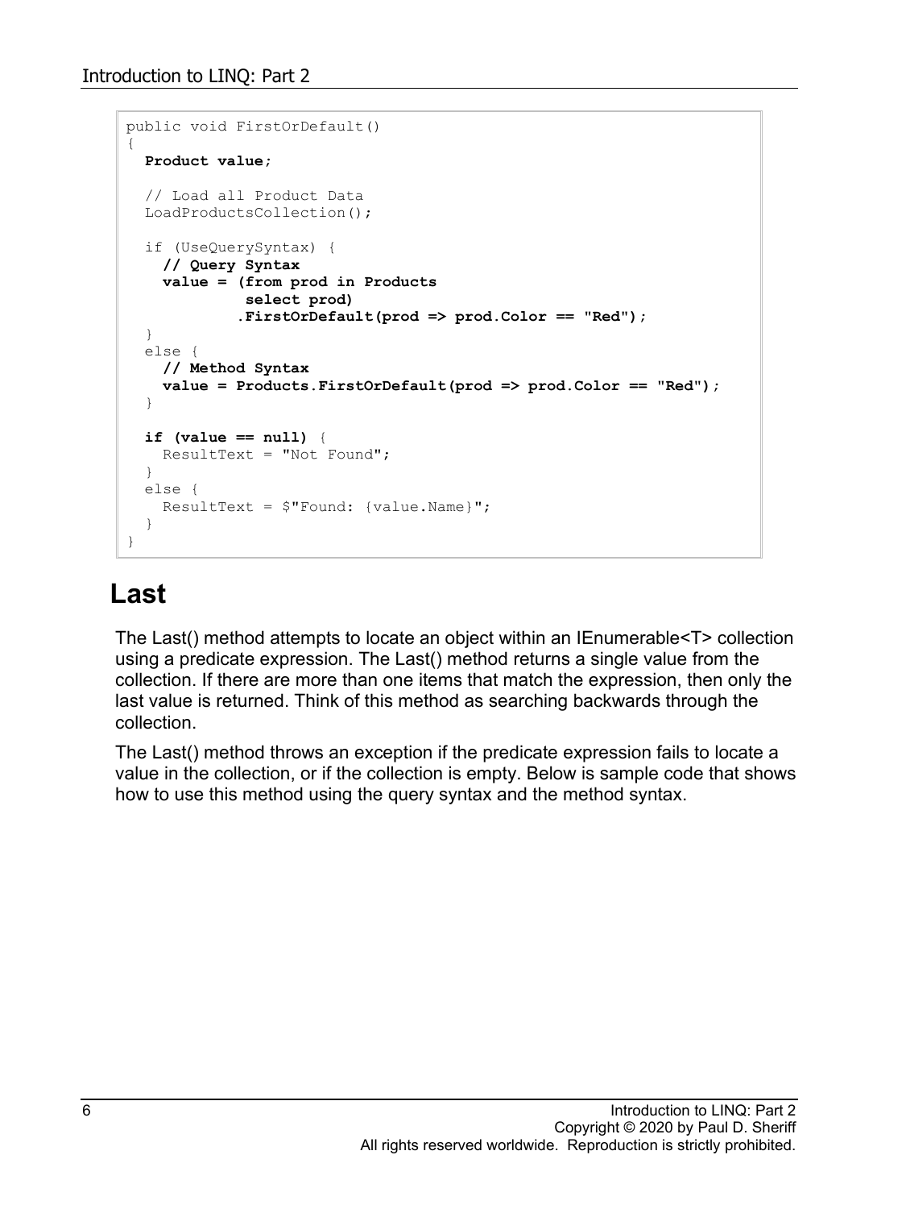```
public void FirstOrDefault()
{
  Product value;

  // Load all Product Data
  LoadProductsCollection();

  if (UseQuerySyntax) {
    // Query Syntax
    value = (from prod in Products
             select prod)
            .FirstOrDefault(prod => prod.Color == "Red");
  }
  else {
    // Method Syntax
    value = Products.FirstOrDefault(prod => prod.Color == "Red");
  }

  if (value == null) {
    ResultText = "Not Found";
  }
  else {
    ResultText = $"Found: {value.Name}";
  }
}
```

## Last

The Last() method attempts to locate an object within an IEnumerable<T> collection using a predicate expression. The Last() method returns a single value from the collection. If there are more than one items that match the expression, then only the last value is returned. Think of this method as searching backwards through the collection.

The Last() method throws an exception if the predicate expression fails to locate a value in the collection, or if the collection is empty. Below is sample code that shows how to use this method using the query syntax and the method syntax.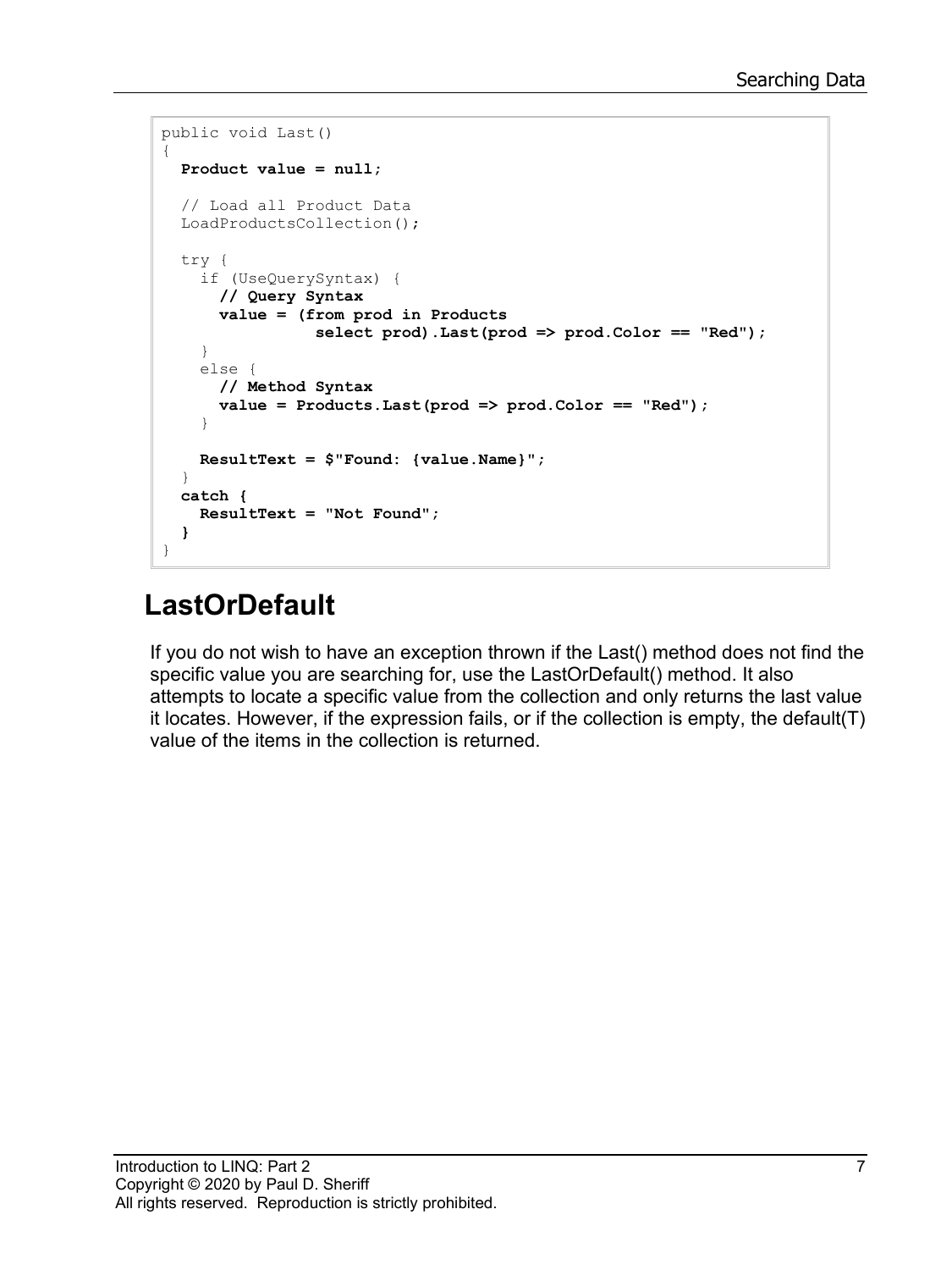```
public void Last()
{
  Product value = null;

  // Load all Product Data
  LoadProductsCollection();

  try {
    if (UseQuerySyntax) {
      // Query Syntax
      value = (from prod in Products
               select prod).Last(prod => prod.Color == "Red");
    }
    else {
      // Method Syntax
      value = Products.Last(prod => prod.Color == "Red");
    }

    ResultText = $"Found: {value.Name}";
  }
  catch {
    ResultText = "Not Found";
  }
}
```

## LastOrDefault

If you do not wish to have an exception thrown if the Last() method does not find the specific value you are searching for, use the LastOrDefault() method. It also attempts to locate a specific value from the collection and only returns the last value it locates. However, if the expression fails, or if the collection is empty, the default(T) value of the items in the collection is returned.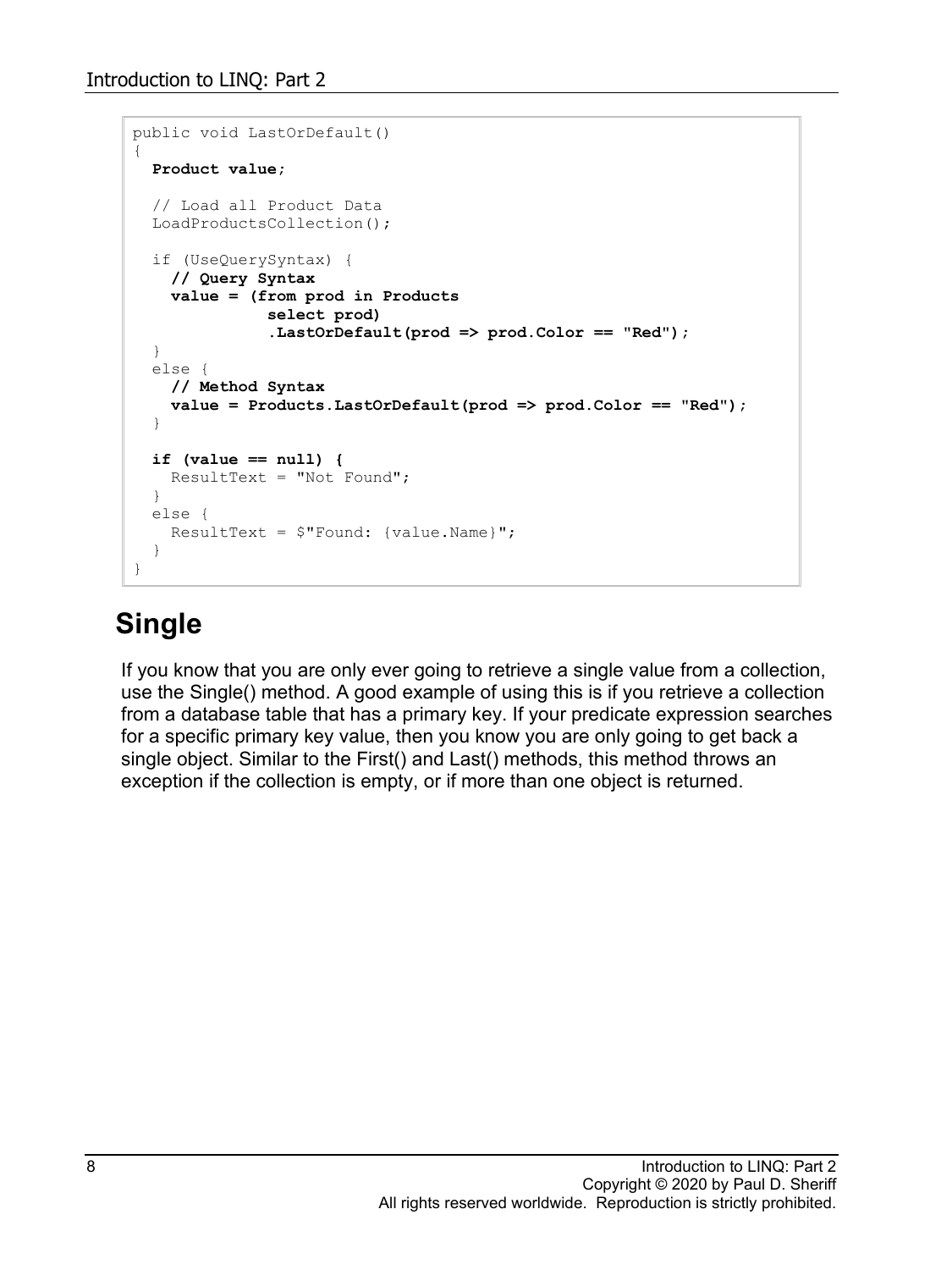```
public void LastOrDefault()
{
  Product value;

  // Load all Product Data
  LoadProductsCollection();

  if (UseQuerySyntax) {
    // Query Syntax
    value = (from prod in Products
             select prod)
             .LastOrDefault(prod => prod.Color == "Red");
  }
  else {
    // Method Syntax
    value = Products.LastOrDefault(prod => prod.Color == "Red");
  }

  if (value == null) {
    ResultText = "Not Found";
  }
  else {
    ResultText = $"Found: {value.Name}";
  }
}
```

## Single

If you know that you are only ever going to retrieve a single value from a collection, use the Single() method. A good example of using this is if you retrieve a collection from a database table that has a primary key. If your predicate expression searches for a specific primary key value, then you know you are only going to get back a single object. Similar to the First() and Last() methods, this method throws an exception if the collection is empty, or if more than one object is returned.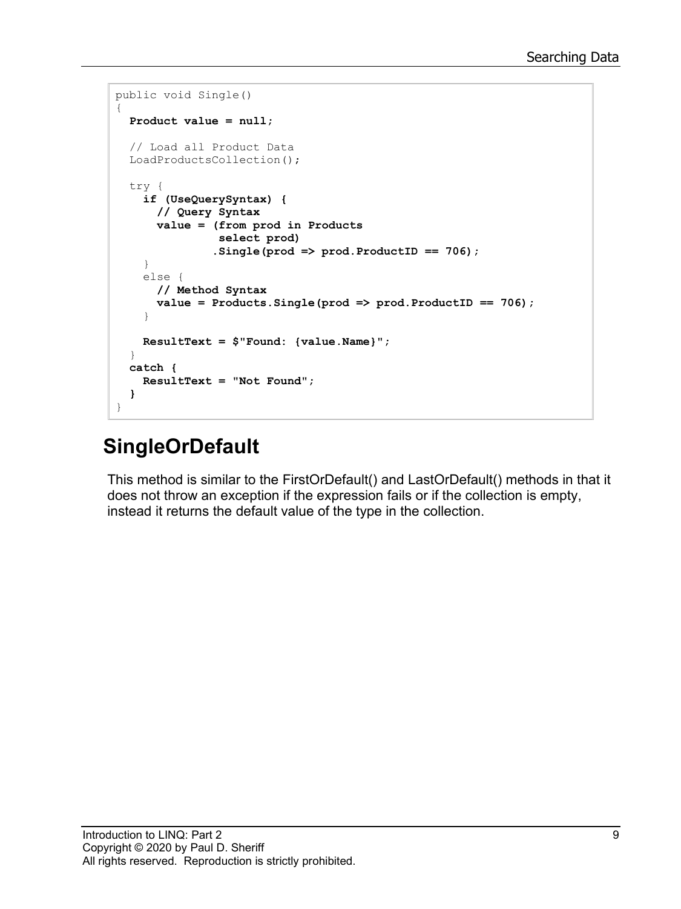```
public void Single()
{
  Product value = null;

  // Load all Product Data
  LoadProductsCollection();

  try {
    if (UseQuerySyntax) {
      // Query Syntax
      value = (from prod in Products
               select prod)
              .Single(prod => prod.ProductID == 706);
    }
    else {
      // Method Syntax
      value = Products.Single(prod => prod.ProductID == 706);
    }

    ResultText = $"Found: {value.Name}";
  }
  catch {
    ResultText = "Not Found";
  }
}
```

## SingleOrDefault

This method is similar to the FirstOrDefault() and LastOrDefault() methods in that it does not throw an exception if the expression fails or if the collection is empty, instead it returns the default value of the type in the collection.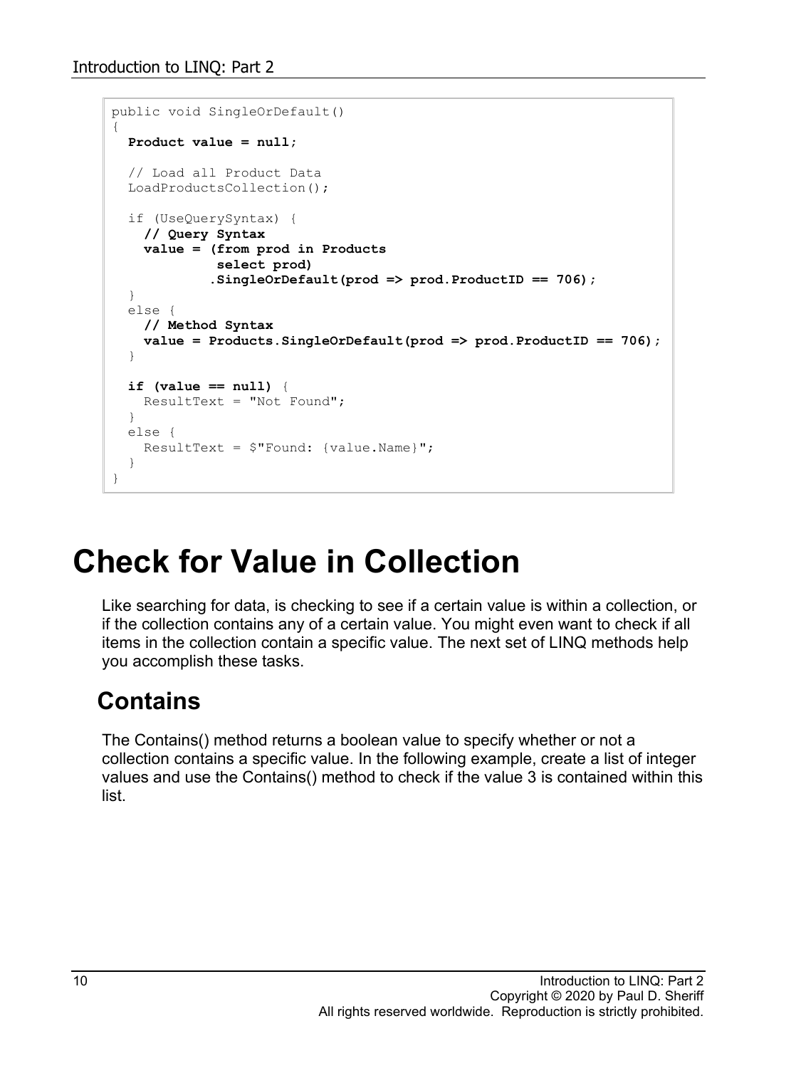```
public void SingleOrDefault()
{
  Product value = null;

  // Load all Product Data
  LoadProductsCollection();

  if (UseQuerySyntax) {
    // Query Syntax
    value = (from prod in Products
             select prod)
            .SingleOrDefault(prod => prod.ProductID == 706);
  }
  else {
    // Method Syntax
    value = Products.SingleOrDefault(prod => prod.ProductID == 706);
  }

  if (value == null) {
    ResultText = "Not Found";
  }
  else {
    ResultText = $"Found: {value.Name}";
  }
}
```

# Check for Value in Collection

Like searching for data, is checking to see if a certain value is within a collection, or if the collection contains any of a certain value. You might even want to check if all items in the collection contain a specific value. The next set of LINQ methods help you accomplish these tasks.

## Contains

The Contains() method returns a boolean value to specify whether or not a collection contains a specific value. In the following example, create a list of integer values and use the Contains() method to check if the value 3 is contained within this list.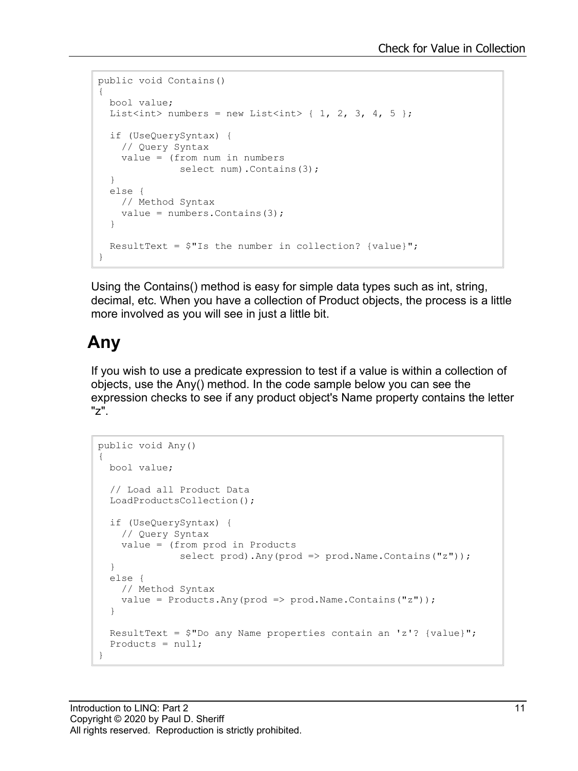```
public void Contains()
{
  bool value;
  List<int> numbers = new List<int> { 1, 2, 3, 4, 5 };

  if (UseQuerySyntax) {
    // Query Syntax
    value = (from num in numbers
              select num).Contains(3);
  }
  else {
    // Method Syntax
    value = numbers.Contains(3);
  }

  ResultText = $"Is the number in collection? {value}";
}
```

Using the Contains() method is easy for simple data types such as int, string, decimal, etc. When you have a collection of Product objects, the process is a little more involved as you will see in just a little bit.

## Any

If you wish to use a predicate expression to test if a value is within a collection of objects, use the Any() method. In the code sample below you can see the expression checks to see if any product object's Name property contains the letter "z".

```
public void Any()
{
  bool value;

  // Load all Product Data
  LoadProductsCollection();

  if (UseQuerySyntax) {
    // Query Syntax
    value = (from prod in Products
              select prod).Any(prod => prod.Name.Contains("z"));
  }
  else {
    // Method Syntax
    value = Products.Any(prod => prod.Name.Contains("z"));
  }

  ResultText = $"Do any Name properties contain an 'z'? {value}";
  Products = null;
}
```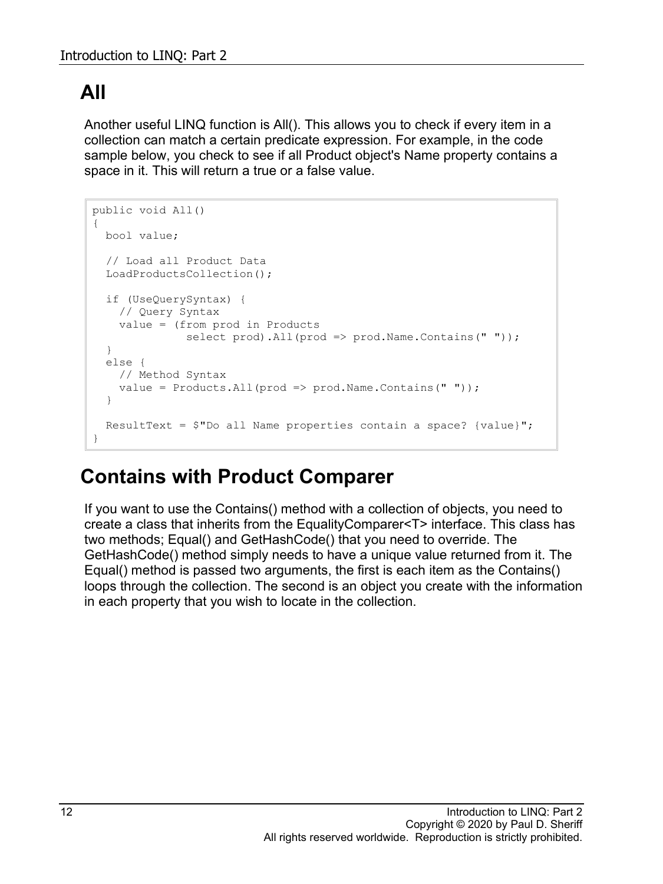## All

Another useful LINQ function is All(). This allows you to check if every item in a collection can match a certain predicate expression. For example, in the code sample below, you check to see if all Product object's Name property contains a space in it. This will return a true or a false value.

```
public void All()
{
  bool value;

  // Load all Product Data
  LoadProductsCollection();

  if (UseQuerySyntax) {
    // Query Syntax
    value = (from prod in Products
              select prod).All(prod => prod.Name.Contains(" "));
  }
  else {
    // Method Syntax
    value = Products.All(prod => prod.Name.Contains(" "));
  }

  ResultText = $"Do all Name properties contain a space? {value}";
}
```

## Contains with Product Comparer

If you want to use the Contains() method with a collection of objects, you need to create a class that inherits from the EqualityComparer<T> interface. This class has two methods; Equal() and GetHashCode() that you need to override. The GetHashCode() method simply needs to have a unique value returned from it. The Equal() method is passed two arguments, the first is each item as the Contains() loops through the collection. The second is an object you create with the information in each property that you wish to locate in the collection.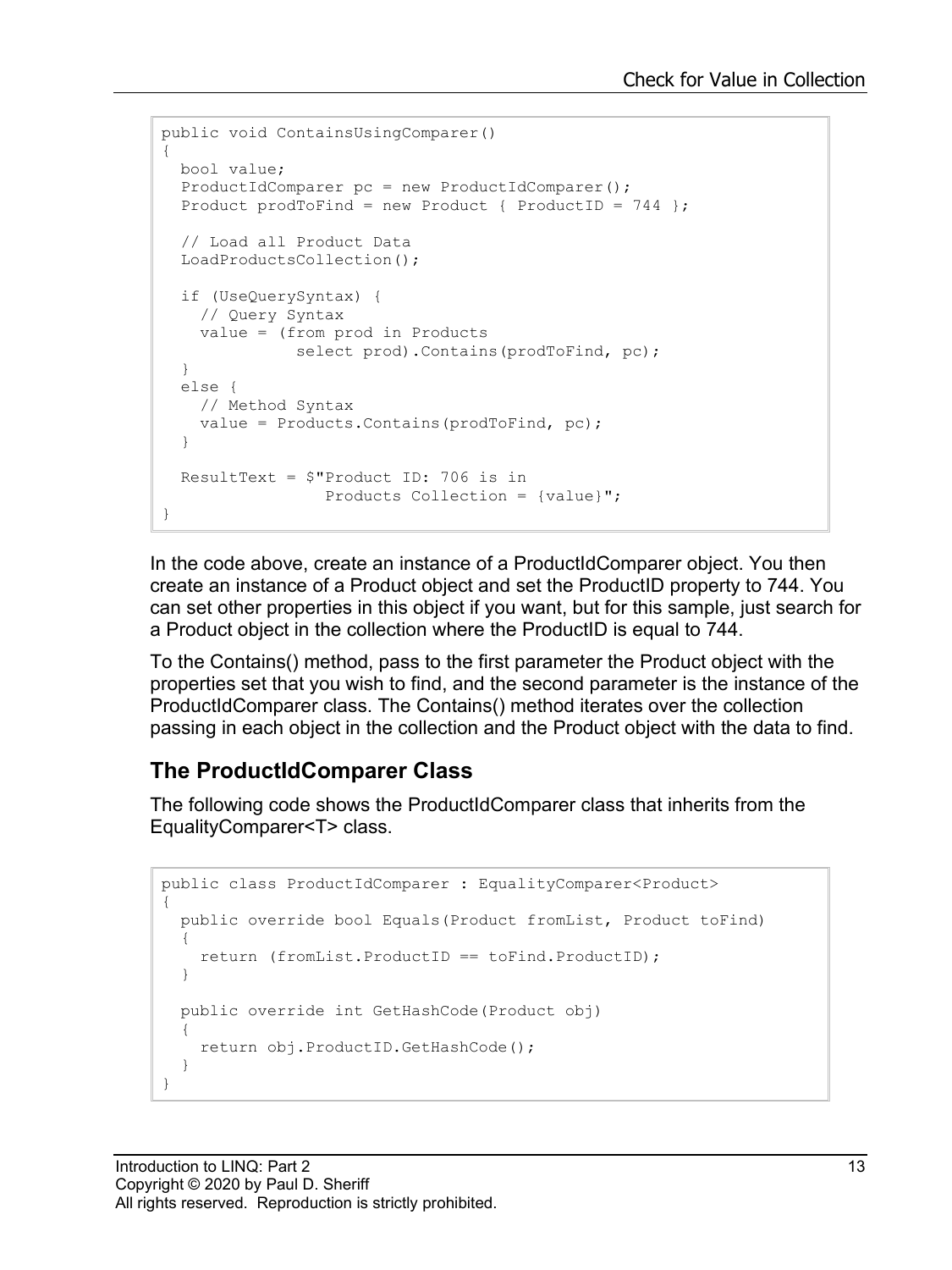```
public void ContainsUsingComparer()
{
  bool value;
  ProductIdComparer pc = new ProductIdComparer();
  Product prodToFind = new Product { ProductID = 744 };

  // Load all Product Data
  LoadProductsCollection();

  if (UseQuerySyntax) {
    // Query Syntax
    value = (from prod in Products
              select prod).Contains(prodToFind, pc);
  }
  else {
    // Method Syntax
    value = Products.Contains(prodToFind, pc);
  }

  ResultText = $"Product ID: 706 is in
                Products Collection = {value}";
}
```

In the code above, create an instance of a ProductIdComparer object. You then create an instance of a Product object and set the ProductID property to 744. You can set other properties in this object if you want, but for this sample, just search for a Product object in the collection where the ProductID is equal to 744.

To the Contains() method, pass to the first parameter the Product object with the properties set that you wish to find, and the second parameter is the instance of the ProductIdComparer class. The Contains() method iterates over the collection passing in each object in the collection and the Product object with the data to find.

## The ProductIdComparer Class

The following code shows the ProductIdComparer class that inherits from the EqualityComparer<T> class.

```
public class ProductIdComparer : EqualityComparer<Product>
{
  public override bool Equals(Product fromList, Product toFind)
  {
    return (fromList.ProductID == toFind.ProductID);
  }

  public override int GetHashCode(Product obj)
  {
    return obj.ProductID.GetHashCode();
  }
}
```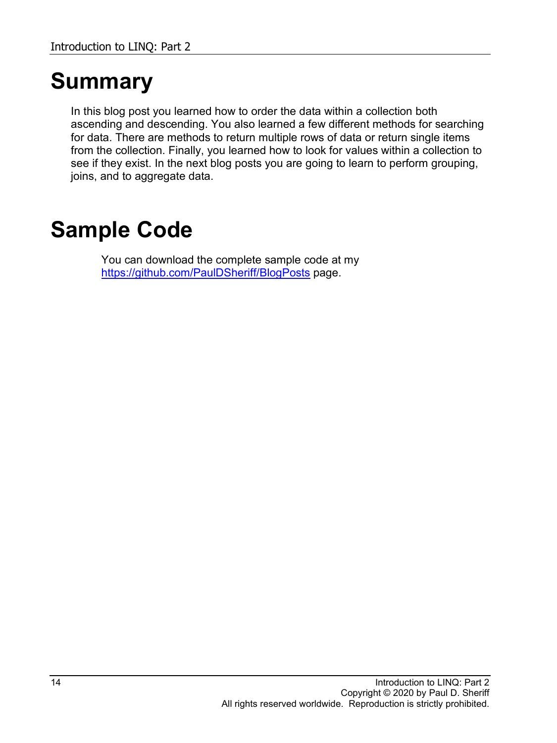# Summary

In this blog post you learned how to order the data within a collection both ascending and descending. You also learned a few different methods for searching for data. There are methods to return multiple rows of data or return single items from the collection. Finally, you learned how to look for values within a collection to see if they exist. In the next blog posts you are going to learn to perform grouping, joins, and to aggregate data.

# Sample Code

You can download the complete sample code at my https://github.com/PaulDSheriff/BlogPosts page.